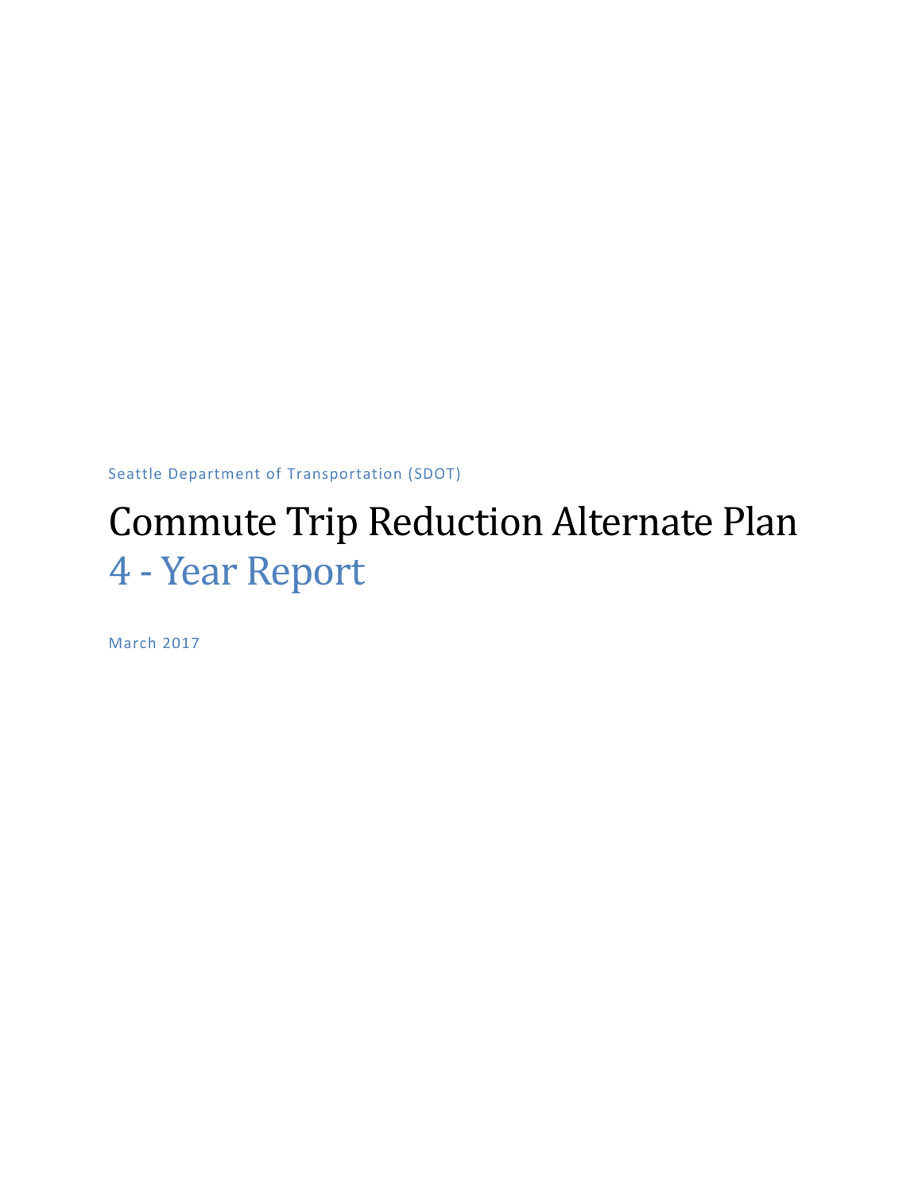Seattle Department of Transportation (SDOT)

# Commute Trip Reduction Alternate Plan
## 4 - Year Report

March 2017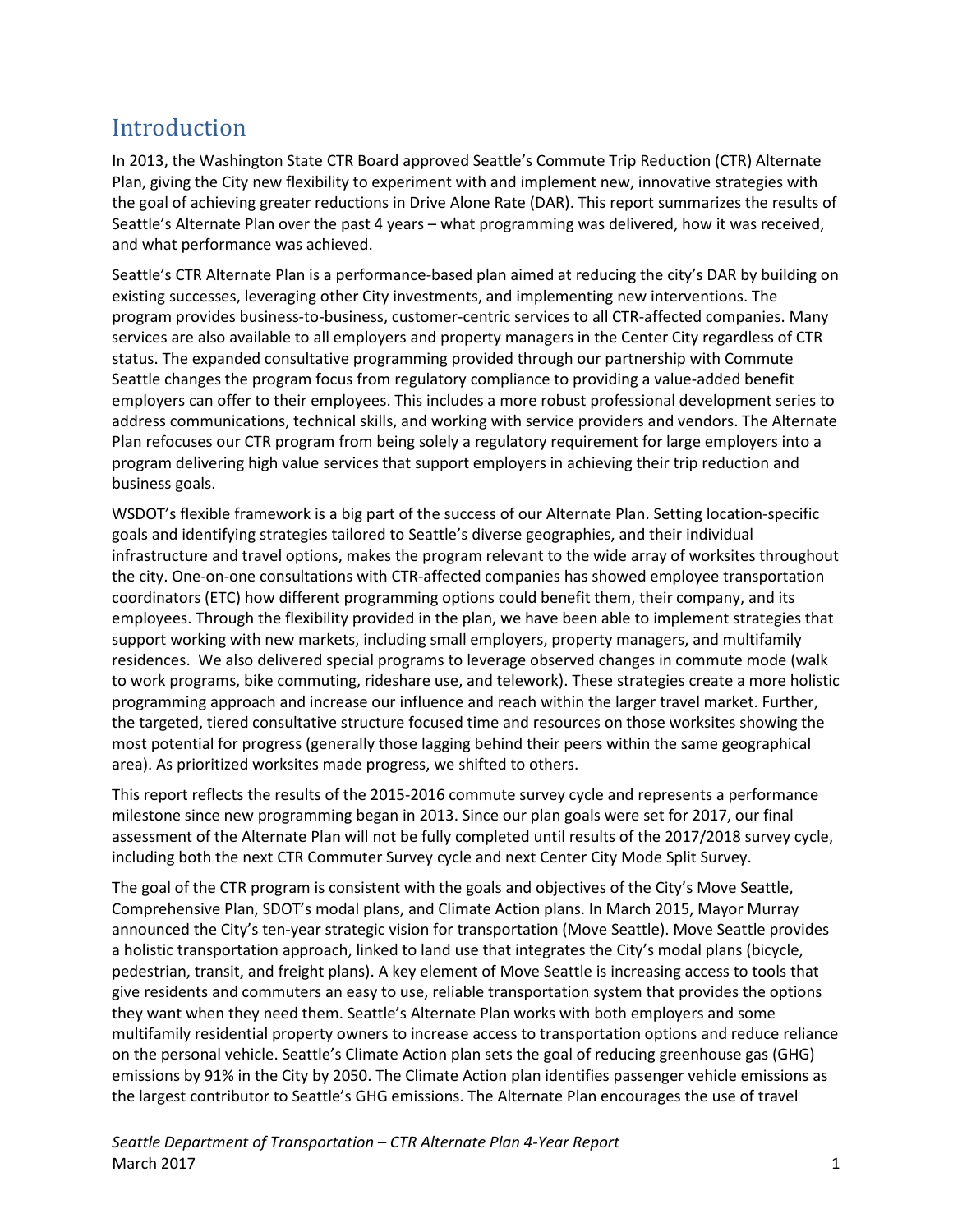## Introduction

In 2013, the Washington State CTR Board approved Seattle's Commute Trip Reduction (CTR) Alternate Plan, giving the City new flexibility to experiment with and implement new, innovative strategies with the goal of achieving greater reductions in Drive Alone Rate (DAR). This report summarizes the results of Seattle's Alternate Plan over the past 4 years – what programming was delivered, how it was received, and what performance was achieved.

Seattle's CTR Alternate Plan is a performance-based plan aimed at reducing the city's DAR by building on existing successes, leveraging other City investments, and implementing new interventions. The program provides business-to-business, customer-centric services to all CTR-affected companies. Many services are also available to all employers and property managers in the Center City regardless of CTR status. The expanded consultative programming provided through our partnership with Commute Seattle changes the program focus from regulatory compliance to providing a value-added benefit employers can offer to their employees. This includes a more robust professional development series to address communications, technical skills, and working with service providers and vendors. The Alternate Plan refocuses our CTR program from being solely a regulatory requirement for large employers into a program delivering high value services that support employers in achieving their trip reduction and business goals.

WSDOT's flexible framework is a big part of the success of our Alternate Plan. Setting location-specific goals and identifying strategies tailored to Seattle's diverse geographies, and their individual infrastructure and travel options, makes the program relevant to the wide array of worksites throughout the city. One-on-one consultations with CTR-affected companies has showed employee transportation coordinators (ETC) how different programming options could benefit them, their company, and its employees. Through the flexibility provided in the plan, we have been able to implement strategies that support working with new markets, including small employers, property managers, and multifamily residences. We also delivered special programs to leverage observed changes in commute mode (walk to work programs, bike commuting, rideshare use, and telework). These strategies create a more holistic programming approach and increase our influence and reach within the larger travel market. Further, the targeted, tiered consultative structure focused time and resources on those worksites showing the most potential for progress (generally those lagging behind their peers within the same geographical area). As prioritized worksites made progress, we shifted to others.

This report reflects the results of the 2015-2016 commute survey cycle and represents a performance milestone since new programming began in 2013. Since our plan goals were set for 2017, our final assessment of the Alternate Plan will not be fully completed until results of the 2017/2018 survey cycle, including both the next CTR Commuter Survey cycle and next Center City Mode Split Survey.

The goal of the CTR program is consistent with the goals and objectives of the City's Move Seattle, Comprehensive Plan, SDOT's modal plans, and Climate Action plans. In March 2015, Mayor Murray announced the City's ten-year strategic vision for transportation (Move Seattle). Move Seattle provides a holistic transportation approach, linked to land use that integrates the City's modal plans (bicycle, pedestrian, transit, and freight plans). A key element of Move Seattle is increasing access to tools that give residents and commuters an easy to use, reliable transportation system that provides the options they want when they need them. Seattle's Alternate Plan works with both employers and some multifamily residential property owners to increase access to transportation options and reduce reliance on the personal vehicle. Seattle's Climate Action plan sets the goal of reducing greenhouse gas (GHG) emissions by 91% in the City by 2050. The Climate Action plan identifies passenger vehicle emissions as the largest contributor to Seattle's GHG emissions. The Alternate Plan encourages the use of travel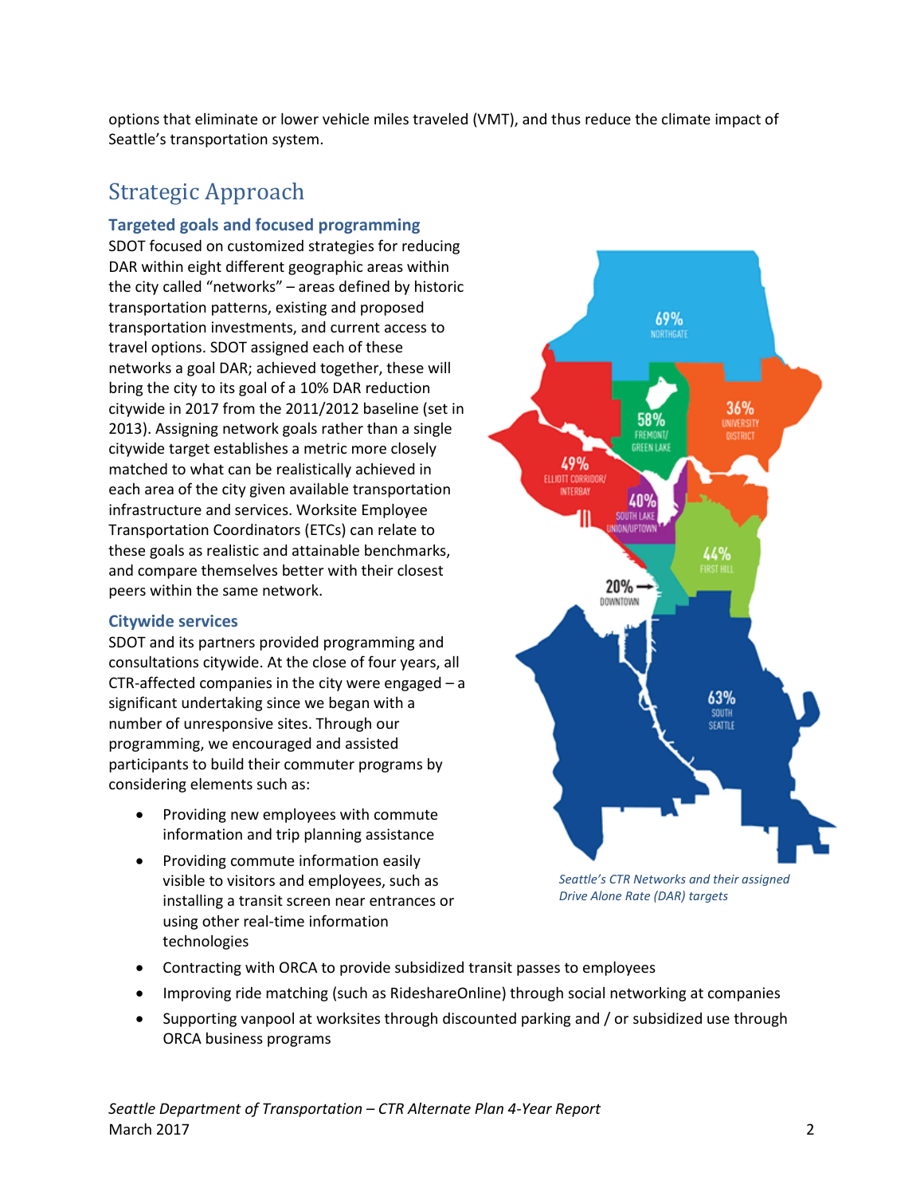options that eliminate or lower vehicle miles traveled (VMT), and thus reduce the climate impact of Seattle's transportation system.

## Strategic Approach

### Targeted goals and focused programming

SDOT focused on customized strategies for reducing DAR within eight different geographic areas within the city called "networks" – areas defined by historic transportation patterns, existing and proposed transportation investments, and current access to travel options. SDOT assigned each of these networks a goal DAR; achieved together, these will bring the city to its goal of a 10% DAR reduction citywide in 2017 from the 2011/2012 baseline (set in 2013). Assigning network goals rather than a single citywide target establishes a metric more closely matched to what can be realistically achieved in each area of the city given available transportation infrastructure and services. Worksite Employee Transportation Coordinators (ETCs) can relate to these goals as realistic and attainable benchmarks, and compare themselves better with their closest peers within the same network.

*Seattle's CTR Networks and their assigned Drive Alone Rate (DAR) targets*

### Citywide services

SDOT and its partners provided programming and consultations citywide. At the close of four years, all CTR-affected companies in the city were engaged – a significant undertaking since we began with a number of unresponsive sites. Through our programming, we encouraged and assisted participants to build their commuter programs by considering elements such as:

- Providing new employees with commute information and trip planning assistance
- Providing commute information easily visible to visitors and employees, such as installing a transit screen near entrances or using other real-time information technologies
- Contracting with ORCA to provide subsidized transit passes to employees
- Improving ride matching (such as RideshareOnline) through social networking at companies
- Supporting vanpool at worksites through discounted parking and / or subsidized use through ORCA business programs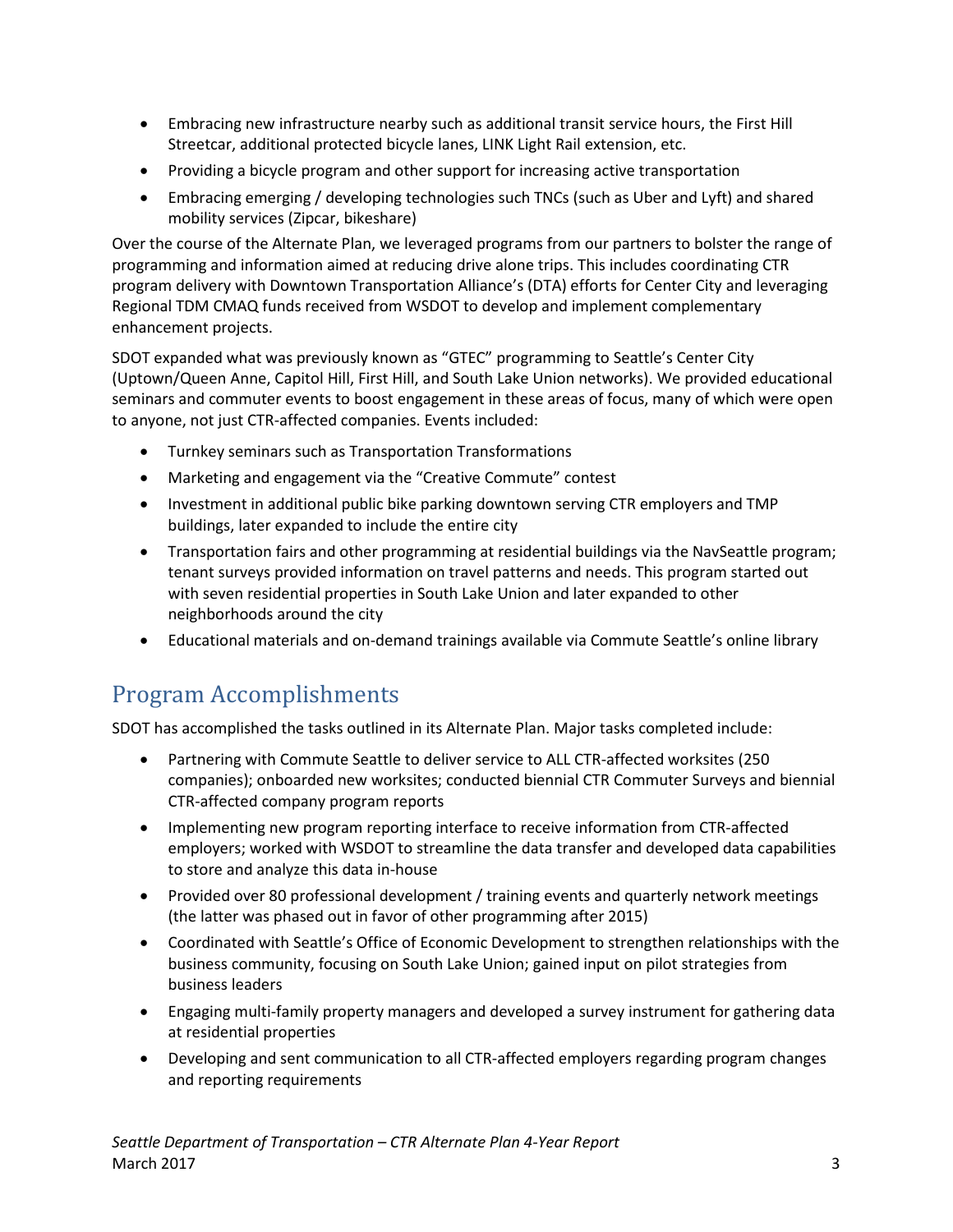- Embracing new infrastructure nearby such as additional transit service hours, the First Hill Streetcar, additional protected bicycle lanes, LINK Light Rail extension, etc.
- Providing a bicycle program and other support for increasing active transportation
- Embracing emerging / developing technologies such TNCs (such as Uber and Lyft) and shared mobility services (Zipcar, bikeshare)

Over the course of the Alternate Plan, we leveraged programs from our partners to bolster the range of programming and information aimed at reducing drive alone trips. This includes coordinating CTR program delivery with Downtown Transportation Alliance's (DTA) efforts for Center City and leveraging Regional TDM CMAQ funds received from WSDOT to develop and implement complementary enhancement projects.

SDOT expanded what was previously known as "GTEC" programming to Seattle's Center City (Uptown/Queen Anne, Capitol Hill, First Hill, and South Lake Union networks). We provided educational seminars and commuter events to boost engagement in these areas of focus, many of which were open to anyone, not just CTR-affected companies. Events included:

- Turnkey seminars such as Transportation Transformations
- Marketing and engagement via the "Creative Commute" contest
- Investment in additional public bike parking downtown serving CTR employers and TMP buildings, later expanded to include the entire city
- Transportation fairs and other programming at residential buildings via the NavSeattle program; tenant surveys provided information on travel patterns and needs. This program started out with seven residential properties in South Lake Union and later expanded to other neighborhoods around the city
- Educational materials and on-demand trainings available via Commute Seattle's online library

## Program Accomplishments

SDOT has accomplished the tasks outlined in its Alternate Plan. Major tasks completed include:

- Partnering with Commute Seattle to deliver service to ALL CTR-affected worksites (250 companies); onboarded new worksites; conducted biennial CTR Commuter Surveys and biennial CTR-affected company program reports
- Implementing new program reporting interface to receive information from CTR-affected employers; worked with WSDOT to streamline the data transfer and developed data capabilities to store and analyze this data in-house
- Provided over 80 professional development / training events and quarterly network meetings (the latter was phased out in favor of other programming after 2015)
- Coordinated with Seattle's Office of Economic Development to strengthen relationships with the business community, focusing on South Lake Union; gained input on pilot strategies from business leaders
- Engaging multi-family property managers and developed a survey instrument for gathering data at residential properties
- Developing and sent communication to all CTR-affected employers regarding program changes and reporting requirements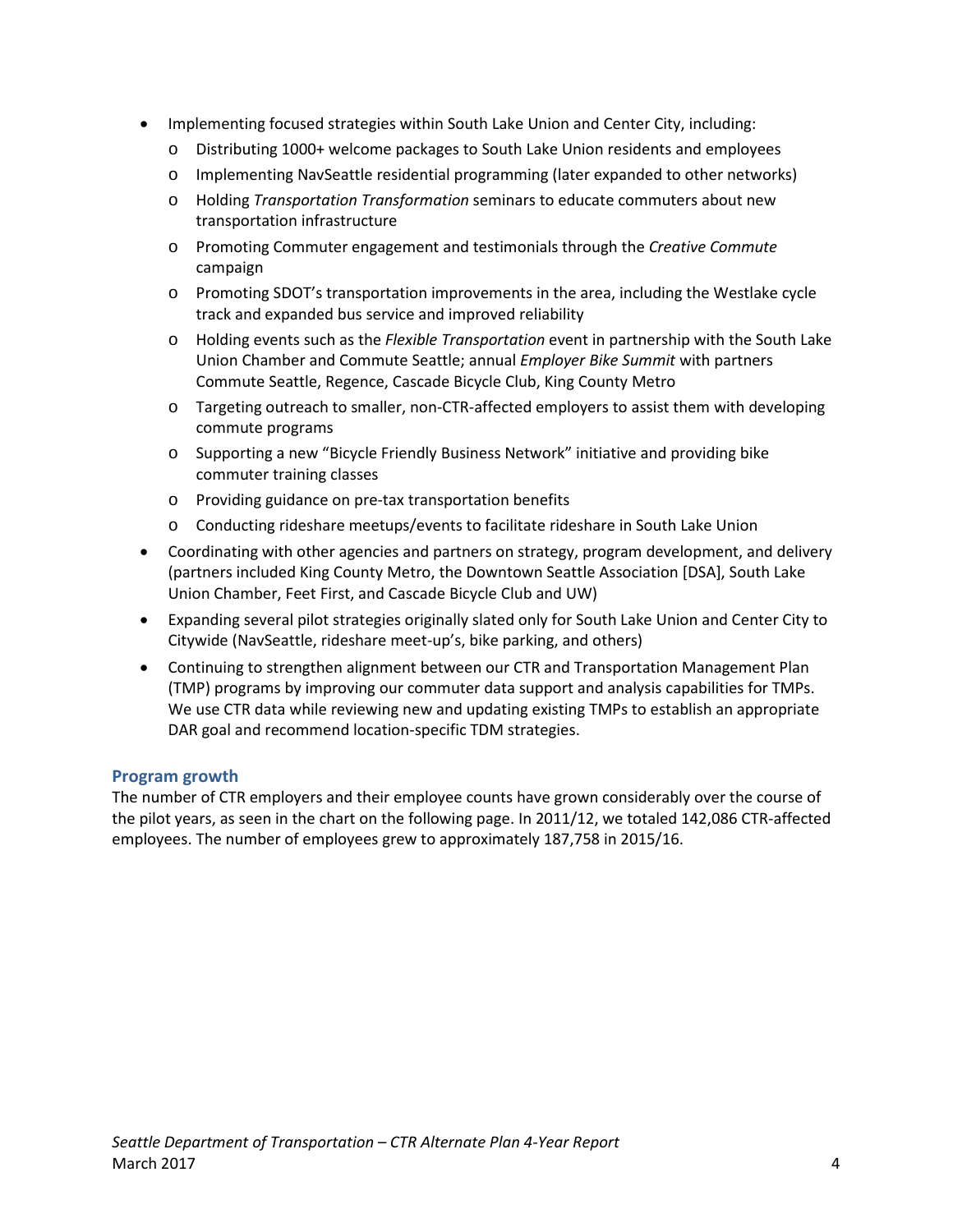- Implementing focused strategies within South Lake Union and Center City, including:
  - Distributing 1000+ welcome packages to South Lake Union residents and employees
  - Implementing NavSeattle residential programming (later expanded to other networks)
  - Holding *Transportation Transformation* seminars to educate commuters about new transportation infrastructure
  - Promoting Commuter engagement and testimonials through the *Creative Commute* campaign
  - Promoting SDOT's transportation improvements in the area, including the Westlake cycle track and expanded bus service and improved reliability
  - Holding events such as the *Flexible Transportation* event in partnership with the South Lake Union Chamber and Commute Seattle; annual *Employer Bike Summit* with partners Commute Seattle, Regence, Cascade Bicycle Club, King County Metro
  - Targeting outreach to smaller, non-CTR-affected employers to assist them with developing commute programs
  - Supporting a new "Bicycle Friendly Business Network" initiative and providing bike commuter training classes
  - Providing guidance on pre-tax transportation benefits
  - Conducting rideshare meetups/events to facilitate rideshare in South Lake Union
- Coordinating with other agencies and partners on strategy, program development, and delivery (partners included King County Metro, the Downtown Seattle Association [DSA], South Lake Union Chamber, Feet First, and Cascade Bicycle Club and UW)
- Expanding several pilot strategies originally slated only for South Lake Union and Center City to Citywide (NavSeattle, rideshare meet-up's, bike parking, and others)
- Continuing to strengthen alignment between our CTR and Transportation Management Plan (TMP) programs by improving our commuter data support and analysis capabilities for TMPs. We use CTR data while reviewing new and updating existing TMPs to establish an appropriate DAR goal and recommend location-specific TDM strategies.

### Program growth

The number of CTR employers and their employee counts have grown considerably over the course of the pilot years, as seen in the chart on the following page. In 2011/12, we totaled 142,086 CTR-affected employees. The number of employees grew to approximately 187,758 in 2015/16.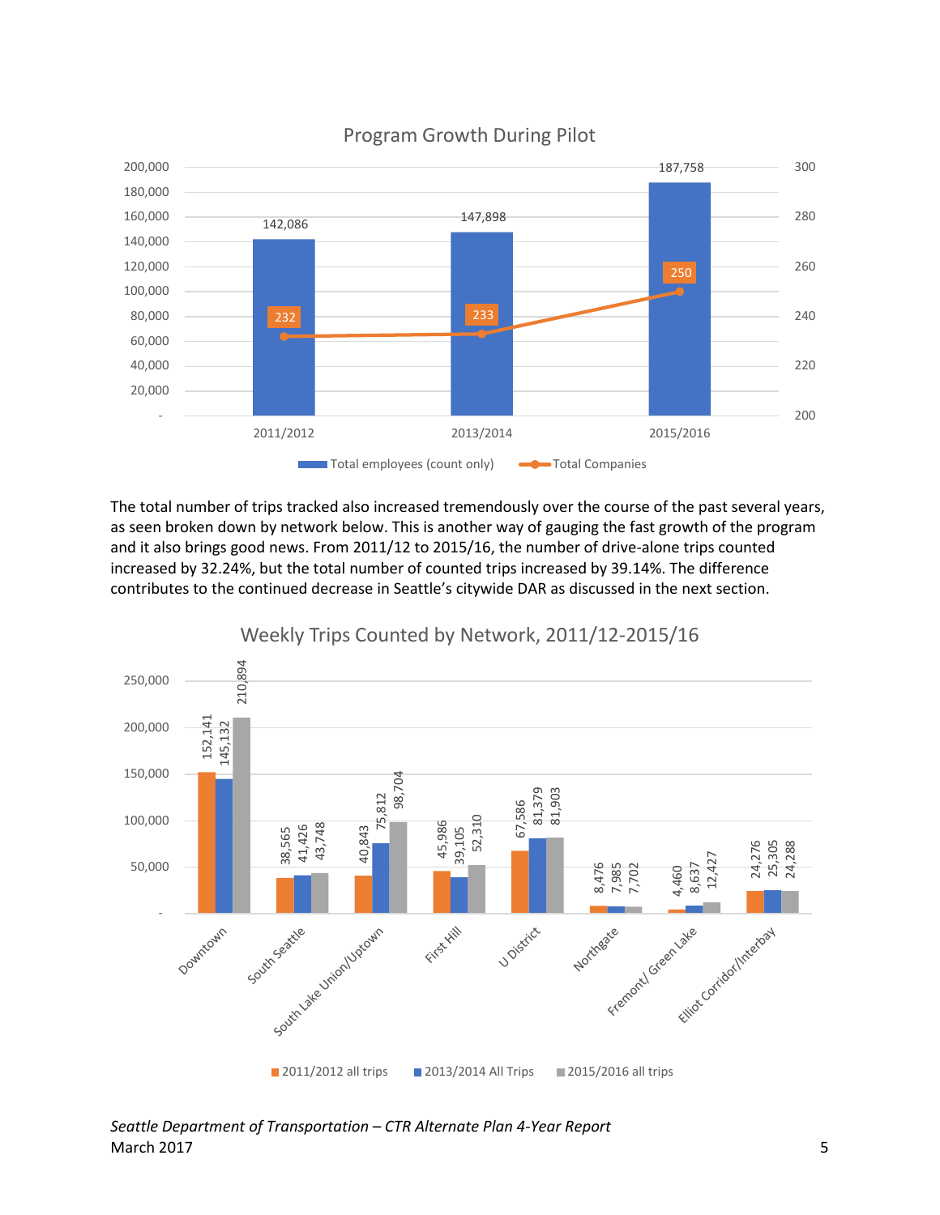**Program Growth During Pilot**

| | 2011/2012 | 2013/2014 | 2015/2016 |
|---|---|---|---|
| Total employees (count only) | 142,086 | 147,898 | 187,758 |
| Total Companies | 232 | 233 | 250 |

The total number of trips tracked also increased tremendously over the course of the past several years, as seen broken down by network below. This is another way of gauging the fast growth of the program and it also brings good news. From 2011/12 to 2015/16, the number of drive-alone trips counted increased by 32.24%, but the total number of counted trips increased by 39.14%. The difference contributes to the continued decrease in Seattle's citywide DAR as discussed in the next section.

**Weekly Trips Counted by Network, 2011/12-2015/16**

| Network | 2011/2012 all trips | 2013/2014 All Trips | 2015/2016 all trips |
|---|---|---|---|
| Downtown | 152,141 | 145,132 | 210,894 |
| South Seattle | 38,565 | 41,426 | 43,748 |
| South Lake Union/Uptown | 40,843 | 75,812 | 98,704 |
| First Hill | 45,986 | 39,105 | 52,310 |
| U District | 67,586 | 81,379 | 81,903 |
| Northgate | 8,476 | 7,985 | 7,702 |
| Fremont/ Green Lake | 4,460 | 8,637 | 12,427 |
| Elliot Corridor/Interbay | 24,276 | 25,305 | 24,288 |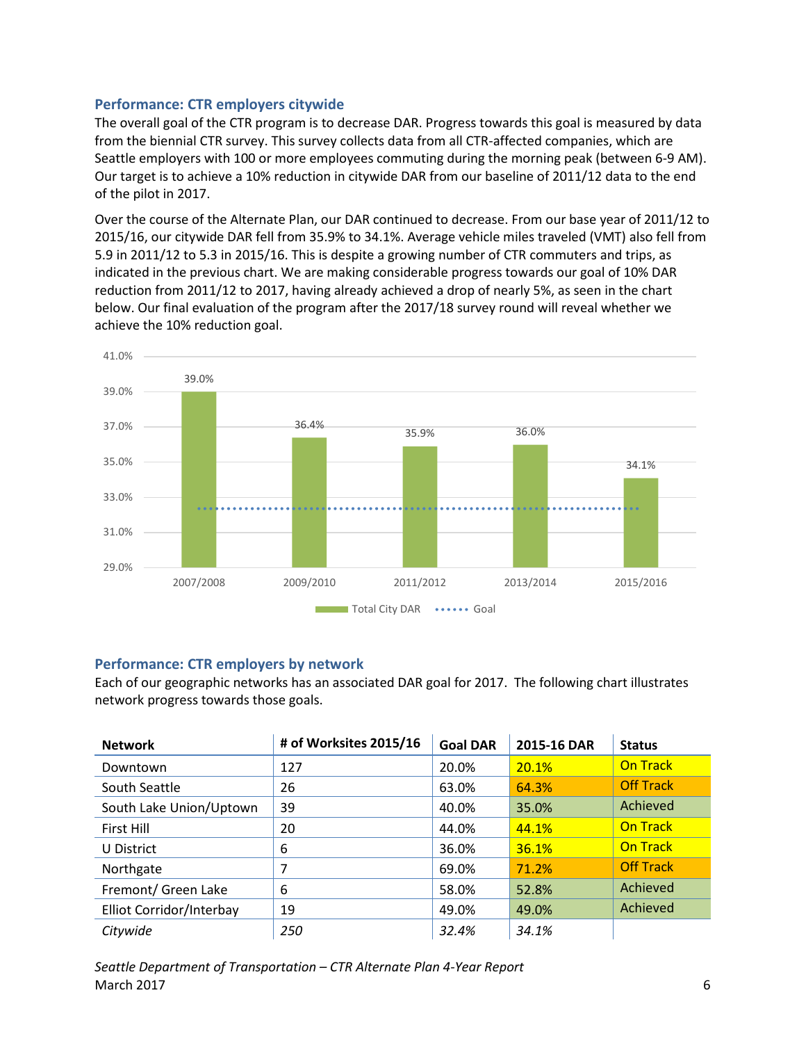### Performance: CTR employers citywide

The overall goal of the CTR program is to decrease DAR. Progress towards this goal is measured by data from the biennial CTR survey. This survey collects data from all CTR-affected companies, which are Seattle employers with 100 or more employees commuting during the morning peak (between 6-9 AM). Our target is to achieve a 10% reduction in citywide DAR from our baseline of 2011/12 data to the end of the pilot in 2017.

Over the course of the Alternate Plan, our DAR continued to decrease. From our base year of 2011/12 to 2015/16, our citywide DAR fell from 35.9% to 34.1%. Average vehicle miles traveled (VMT) also fell from 5.9 in 2011/12 to 5.3 in 2015/16. This is despite a growing number of CTR commuters and trips, as indicated in the previous chart. We are making considerable progress towards our goal of 10% DAR reduction from 2011/12 to 2017, having already achieved a drop of nearly 5%, as seen in the chart below. Our final evaluation of the program after the 2017/18 survey round will reveal whether we achieve the 10% reduction goal.

| Year | Total City DAR |
|---|---|
| 2007/2008 | 39.0% |
| 2009/2010 | 36.4% |
| 2011/2012 | 35.9% |
| 2013/2014 | 36.0% |
| 2015/2016 | 34.1% |

Total City DAR ······ Goal

### Performance: CTR employers by network

Each of our geographic networks has an associated DAR goal for 2017. The following chart illustrates network progress towards those goals.

| Network | # of Worksites 2015/16 | Goal DAR | 2015-16 DAR | Status |
|---|---|---|---|---|
| Downtown | 127 | 20.0% | 20.1% | On Track |
| South Seattle | 26 | 63.0% | 64.3% | Off Track |
| South Lake Union/Uptown | 39 | 40.0% | 35.0% | Achieved |
| First Hill | 20 | 44.0% | 44.1% | On Track |
| U District | 6 | 36.0% | 36.1% | On Track |
| Northgate | 7 | 69.0% | 71.2% | Off Track |
| Fremont/ Green Lake | 6 | 58.0% | 52.8% | Achieved |
| Elliot Corridor/Interbay | 19 | 49.0% | 49.0% | Achieved |
| *Citywide* | *250* | *32.4%* | *34.1%* | |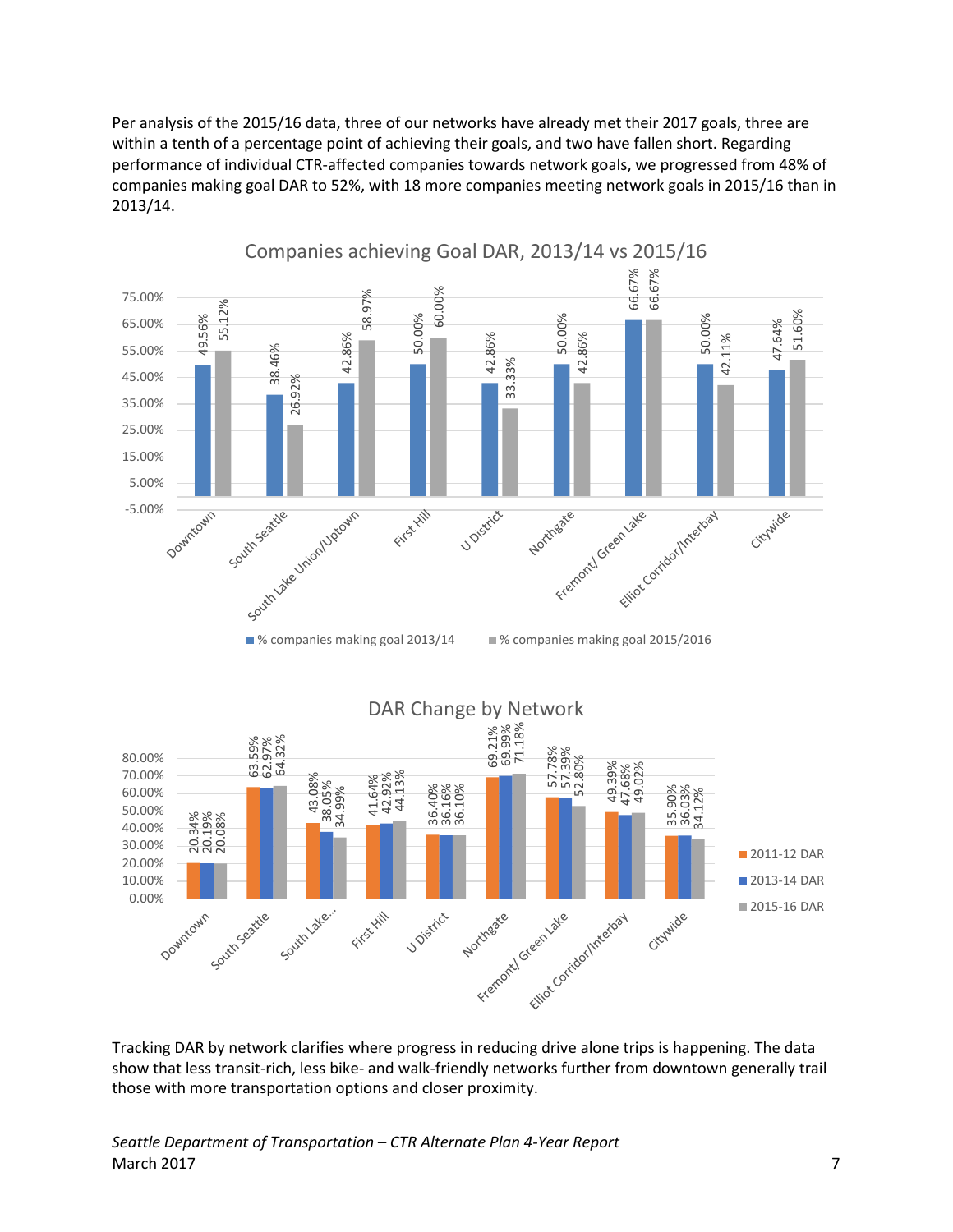Per analysis of the 2015/16 data, three of our networks have already met their 2017 goals, three are within a tenth of a percentage point of achieving their goals, and two have fallen short. Regarding performance of individual CTR-affected companies towards network goals, we progressed from 48% of companies making goal DAR to 52%, with 18 more companies meeting network goals in 2015/16 than in 2013/14.

**Companies achieving Goal DAR, 2013/14 vs 2015/16**

| Network | % companies making goal 2013/14 | % companies making goal 2015/2016 |
| --- | --- | --- |
| Downtown | 49.56% | 55.12% |
| South Seattle | 38.46% | 26.92% |
| South Lake Union/Uptown | 42.86% | 58.97% |
| First Hill | 50.00% | 60.00% |
| U District | 42.86% | 33.33% |
| Northgate | 50.00% | 42.86% |
| Fremont/ Green Lake | 66.67% | 66.67% |
| Elliot Corridor/Interbay | 50.00% | 42.11% |
| Citywide | 47.64% | 51.60% |

**DAR Change by Network**

| Network | 2011-12 DAR | 2013-14 DAR | 2015-16 DAR |
| --- | --- | --- | --- |
| Downtown | 20.34% | 20.19% | 20.08% |
| South Seattle | 63.59% | 62.97% | 64.32% |
| South Lake... | 43.08% | 38.05% | 34.99% |
| First Hill | 41.64% | 42.92% | 44.13% |
| U District | 36.40% | 36.16% | 36.10% |
| Northgate | 69.21% | 69.99% | 71.18% |
| Fremont/ Green Lake | 57.78% | 57.39% | 52.80% |
| Elliot Corridor/Interbay | 49.39% | 47.68% | 49.02% |
| Citywide | 35.90% | 36.03% | 34.12% |

Tracking DAR by network clarifies where progress in reducing drive alone trips is happening. The data show that less transit-rich, less bike- and walk-friendly networks further from downtown generally trail those with more transportation options and closer proximity.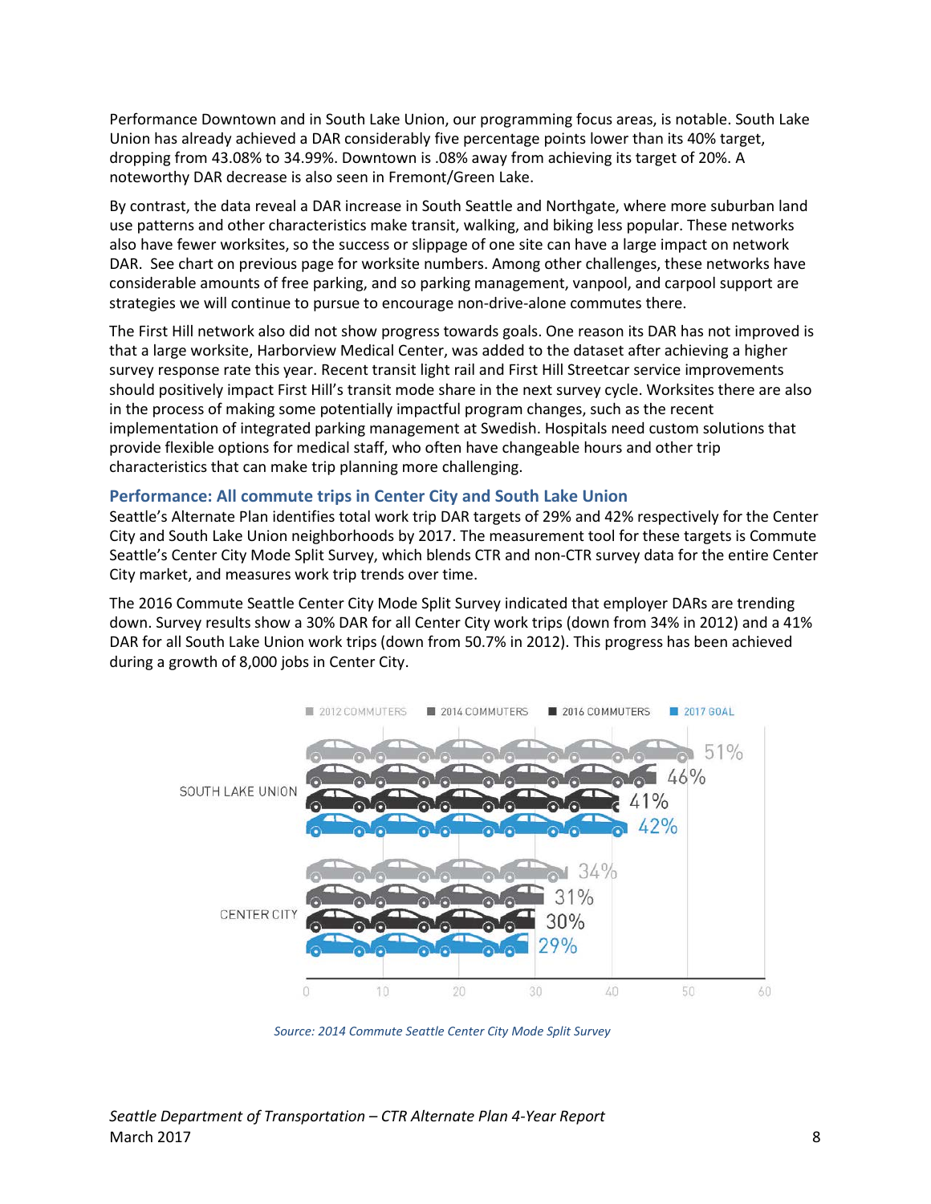Performance Downtown and in South Lake Union, our programming focus areas, is notable. South Lake Union has already achieved a DAR considerably five percentage points lower than its 40% target, dropping from 43.08% to 34.99%. Downtown is .08% away from achieving its target of 20%. A noteworthy DAR decrease is also seen in Fremont/Green Lake.

By contrast, the data reveal a DAR increase in South Seattle and Northgate, where more suburban land use patterns and other characteristics make transit, walking, and biking less popular. These networks also have fewer worksites, so the success or slippage of one site can have a large impact on network DAR. See chart on previous page for worksite numbers. Among other challenges, these networks have considerable amounts of free parking, and so parking management, vanpool, and carpool support are strategies we will continue to pursue to encourage non-drive-alone commutes there.

The First Hill network also did not show progress towards goals. One reason its DAR has not improved is that a large worksite, Harborview Medical Center, was added to the dataset after achieving a higher survey response rate this year. Recent transit light rail and First Hill Streetcar service improvements should positively impact First Hill's transit mode share in the next survey cycle. Worksites there are also in the process of making some potentially impactful program changes, such as the recent implementation of integrated parking management at Swedish. Hospitals need custom solutions that provide flexible options for medical staff, who often have changeable hours and other trip characteristics that can make trip planning more challenging.

### Performance: All commute trips in Center City and South Lake Union

Seattle's Alternate Plan identifies total work trip DAR targets of 29% and 42% respectively for the Center City and South Lake Union neighborhoods by 2017. The measurement tool for these targets is Commute Seattle's Center City Mode Split Survey, which blends CTR and non-CTR survey data for the entire Center City market, and measures work trip trends over time.

The 2016 Commute Seattle Center City Mode Split Survey indicated that employer DARs are trending down. Survey results show a 30% DAR for all Center City work trips (down from 34% in 2012) and a 41% DAR for all South Lake Union work trips (down from 50.7% in 2012). This progress has been achieved during a growth of 8,000 jobs in Center City.

| | 2012 COMMUTERS | 2014 COMMUTERS | 2016 COMMUTERS | 2017 GOAL |
|---|---|---|---|---|
| SOUTH LAKE UNION | 51% | 46% | 41% | 42% |
| CENTER CITY | 34% | 31% | 30% | 29% |

*Source: 2014 Commute Seattle Center City Mode Split Survey*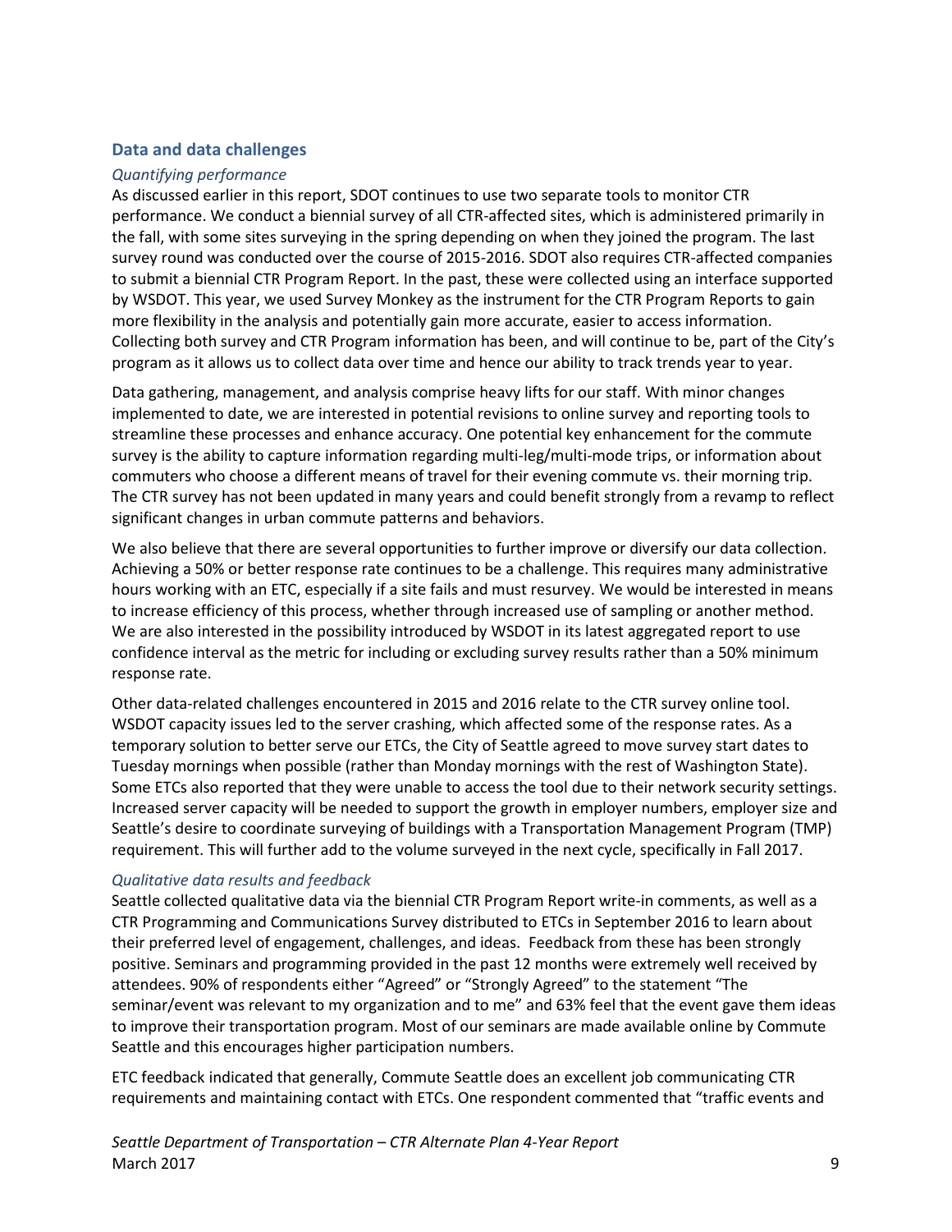## Data and data challenges

### *Quantifying performance*

As discussed earlier in this report, SDOT continues to use two separate tools to monitor CTR performance. We conduct a biennial survey of all CTR-affected sites, which is administered primarily in the fall, with some sites surveying in the spring depending on when they joined the program. The last survey round was conducted over the course of 2015-2016. SDOT also requires CTR-affected companies to submit a biennial CTR Program Report. In the past, these were collected using an interface supported by WSDOT. This year, we used Survey Monkey as the instrument for the CTR Program Reports to gain more flexibility in the analysis and potentially gain more accurate, easier to access information. Collecting both survey and CTR Program information has been, and will continue to be, part of the City's program as it allows us to collect data over time and hence our ability to track trends year to year.

Data gathering, management, and analysis comprise heavy lifts for our staff. With minor changes implemented to date, we are interested in potential revisions to online survey and reporting tools to streamline these processes and enhance accuracy. One potential key enhancement for the commute survey is the ability to capture information regarding multi-leg/multi-mode trips, or information about commuters who choose a different means of travel for their evening commute vs. their morning trip. The CTR survey has not been updated in many years and could benefit strongly from a revamp to reflect significant changes in urban commute patterns and behaviors.

We also believe that there are several opportunities to further improve or diversify our data collection. Achieving a 50% or better response rate continues to be a challenge. This requires many administrative hours working with an ETC, especially if a site fails and must resurvey. We would be interested in means to increase efficiency of this process, whether through increased use of sampling or another method. We are also interested in the possibility introduced by WSDOT in its latest aggregated report to use confidence interval as the metric for including or excluding survey results rather than a 50% minimum response rate.

Other data-related challenges encountered in 2015 and 2016 relate to the CTR survey online tool. WSDOT capacity issues led to the server crashing, which affected some of the response rates. As a temporary solution to better serve our ETCs, the City of Seattle agreed to move survey start dates to Tuesday mornings when possible (rather than Monday mornings with the rest of Washington State). Some ETCs also reported that they were unable to access the tool due to their network security settings. Increased server capacity will be needed to support the growth in employer numbers, employer size and Seattle's desire to coordinate surveying of buildings with a Transportation Management Program (TMP) requirement. This will further add to the volume surveyed in the next cycle, specifically in Fall 2017.

### *Qualitative data results and feedback*

Seattle collected qualitative data via the biennial CTR Program Report write-in comments, as well as a CTR Programming and Communications Survey distributed to ETCs in September 2016 to learn about their preferred level of engagement, challenges, and ideas. Feedback from these has been strongly positive. Seminars and programming provided in the past 12 months were extremely well received by attendees. 90% of respondents either "Agreed" or "Strongly Agreed" to the statement "The seminar/event was relevant to my organization and to me" and 63% feel that the event gave them ideas to improve their transportation program. Most of our seminars are made available online by Commute Seattle and this encourages higher participation numbers.

ETC feedback indicated that generally, Commute Seattle does an excellent job communicating CTR requirements and maintaining contact with ETCs. One respondent commented that "traffic events and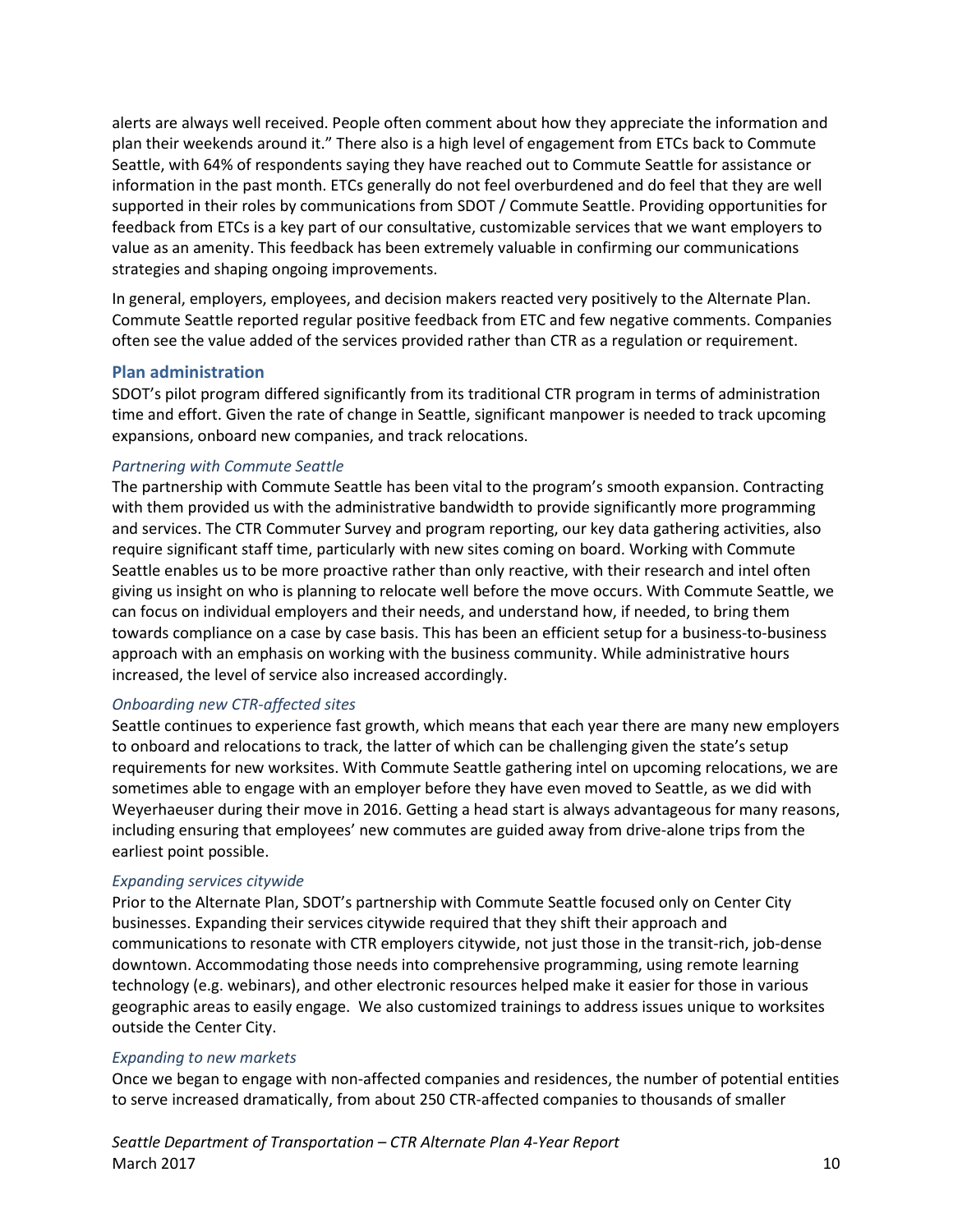alerts are always well received. People often comment about how they appreciate the information and plan their weekends around it." There also is a high level of engagement from ETCs back to Commute Seattle, with 64% of respondents saying they have reached out to Commute Seattle for assistance or information in the past month. ETCs generally do not feel overburdened and do feel that they are well supported in their roles by communications from SDOT / Commute Seattle. Providing opportunities for feedback from ETCs is a key part of our consultative, customizable services that we want employers to value as an amenity. This feedback has been extremely valuable in confirming our communications strategies and shaping ongoing improvements.

In general, employers, employees, and decision makers reacted very positively to the Alternate Plan. Commute Seattle reported regular positive feedback from ETC and few negative comments. Companies often see the value added of the services provided rather than CTR as a regulation or requirement.

## Plan administration

SDOT's pilot program differed significantly from its traditional CTR program in terms of administration time and effort. Given the rate of change in Seattle, significant manpower is needed to track upcoming expansions, onboard new companies, and track relocations.

### *Partnering with Commute Seattle*

The partnership with Commute Seattle has been vital to the program's smooth expansion. Contracting with them provided us with the administrative bandwidth to provide significantly more programming and services. The CTR Commuter Survey and program reporting, our key data gathering activities, also require significant staff time, particularly with new sites coming on board. Working with Commute Seattle enables us to be more proactive rather than only reactive, with their research and intel often giving us insight on who is planning to relocate well before the move occurs. With Commute Seattle, we can focus on individual employers and their needs, and understand how, if needed, to bring them towards compliance on a case by case basis. This has been an efficient setup for a business-to-business approach with an emphasis on working with the business community. While administrative hours increased, the level of service also increased accordingly.

### *Onboarding new CTR-affected sites*

Seattle continues to experience fast growth, which means that each year there are many new employers to onboard and relocations to track, the latter of which can be challenging given the state's setup requirements for new worksites. With Commute Seattle gathering intel on upcoming relocations, we are sometimes able to engage with an employer before they have even moved to Seattle, as we did with Weyerhaeuser during their move in 2016. Getting a head start is always advantageous for many reasons, including ensuring that employees' new commutes are guided away from drive-alone trips from the earliest point possible.

### *Expanding services citywide*

Prior to the Alternate Plan, SDOT's partnership with Commute Seattle focused only on Center City businesses. Expanding their services citywide required that they shift their approach and communications to resonate with CTR employers citywide, not just those in the transit-rich, job-dense downtown. Accommodating those needs into comprehensive programming, using remote learning technology (e.g. webinars), and other electronic resources helped make it easier for those in various geographic areas to easily engage. We also customized trainings to address issues unique to worksites outside the Center City.

### *Expanding to new markets*

Once we began to engage with non-affected companies and residences, the number of potential entities to serve increased dramatically, from about 250 CTR-affected companies to thousands of smaller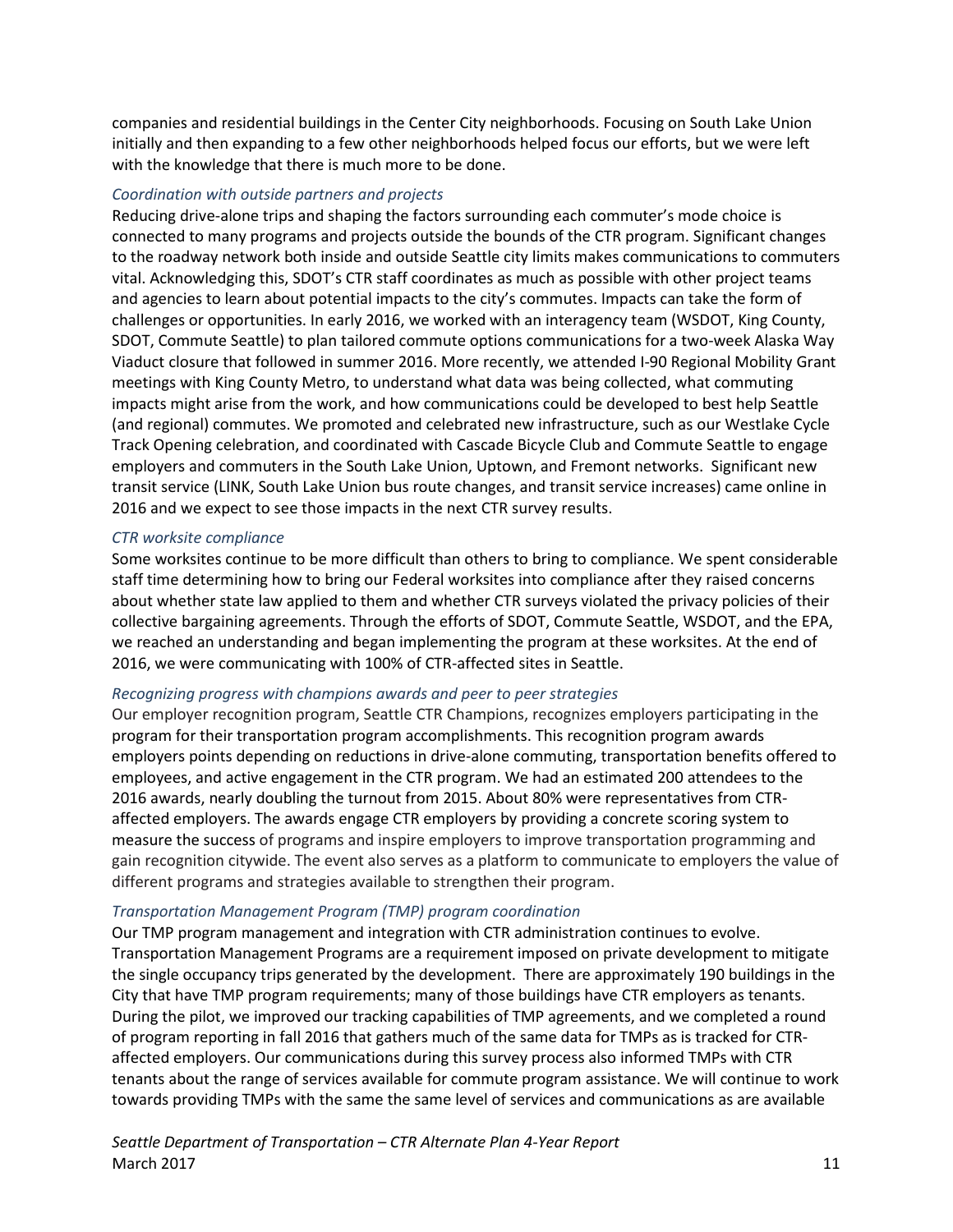companies and residential buildings in the Center City neighborhoods. Focusing on South Lake Union initially and then expanding to a few other neighborhoods helped focus our efforts, but we were left with the knowledge that there is much more to be done.

*Coordination with outside partners and projects*

Reducing drive-alone trips and shaping the factors surrounding each commuter's mode choice is connected to many programs and projects outside the bounds of the CTR program. Significant changes to the roadway network both inside and outside Seattle city limits makes communications to commuters vital. Acknowledging this, SDOT's CTR staff coordinates as much as possible with other project teams and agencies to learn about potential impacts to the city's commutes. Impacts can take the form of challenges or opportunities. In early 2016, we worked with an interagency team (WSDOT, King County, SDOT, Commute Seattle) to plan tailored commute options communications for a two-week Alaska Way Viaduct closure that followed in summer 2016. More recently, we attended I-90 Regional Mobility Grant meetings with King County Metro, to understand what data was being collected, what commuting impacts might arise from the work, and how communications could be developed to best help Seattle (and regional) commutes. We promoted and celebrated new infrastructure, such as our Westlake Cycle Track Opening celebration, and coordinated with Cascade Bicycle Club and Commute Seattle to engage employers and commuters in the South Lake Union, Uptown, and Fremont networks. Significant new transit service (LINK, South Lake Union bus route changes, and transit service increases) came online in 2016 and we expect to see those impacts in the next CTR survey results.

*CTR worksite compliance*

Some worksites continue to be more difficult than others to bring to compliance. We spent considerable staff time determining how to bring our Federal worksites into compliance after they raised concerns about whether state law applied to them and whether CTR surveys violated the privacy policies of their collective bargaining agreements. Through the efforts of SDOT, Commute Seattle, WSDOT, and the EPA, we reached an understanding and began implementing the program at these worksites. At the end of 2016, we were communicating with 100% of CTR-affected sites in Seattle.

*Recognizing progress with champions awards and peer to peer strategies*

Our employer recognition program, Seattle CTR Champions, recognizes employers participating in the program for their transportation program accomplishments. This recognition program awards employers points depending on reductions in drive-alone commuting, transportation benefits offered to employees, and active engagement in the CTR program. We had an estimated 200 attendees to the 2016 awards, nearly doubling the turnout from 2015. About 80% were representatives from CTR-affected employers. The awards engage CTR employers by providing a concrete scoring system to measure the success of programs and inspire employers to improve transportation programming and gain recognition citywide. The event also serves as a platform to communicate to employers the value of different programs and strategies available to strengthen their program.

*Transportation Management Program (TMP) program coordination*

Our TMP program management and integration with CTR administration continues to evolve. Transportation Management Programs are a requirement imposed on private development to mitigate the single occupancy trips generated by the development. There are approximately 190 buildings in the City that have TMP program requirements; many of those buildings have CTR employers as tenants. During the pilot, we improved our tracking capabilities of TMP agreements, and we completed a round of program reporting in fall 2016 that gathers much of the same data for TMPs as is tracked for CTR-affected employers. Our communications during this survey process also informed TMPs with CTR tenants about the range of services available for commute program assistance. We will continue to work towards providing TMPs with the same the same level of services and communications as are available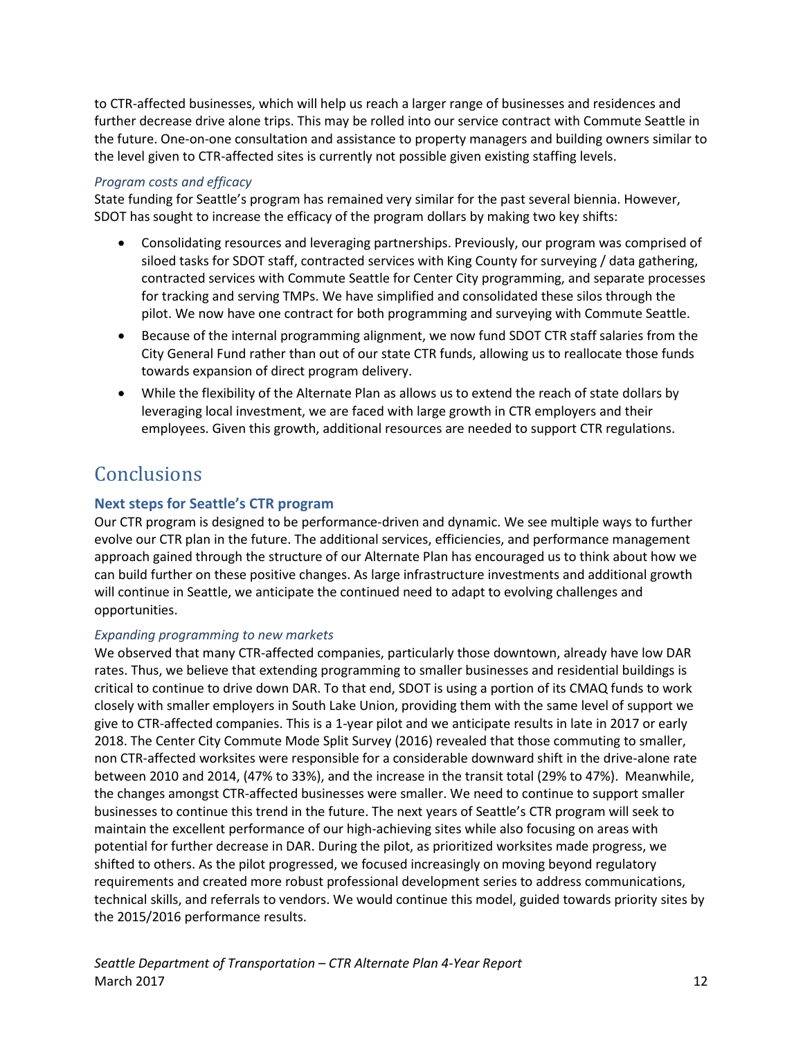to CTR-affected businesses, which will help us reach a larger range of businesses and residences and further decrease drive alone trips. This may be rolled into our service contract with Commute Seattle in the future. One-on-one consultation and assistance to property managers and building owners similar to the level given to CTR-affected sites is currently not possible given existing staffing levels.

### *Program costs and efficacy*

State funding for Seattle's program has remained very similar for the past several biennia. However, SDOT has sought to increase the efficacy of the program dollars by making two key shifts:

- Consolidating resources and leveraging partnerships. Previously, our program was comprised of siloed tasks for SDOT staff, contracted services with King County for surveying / data gathering, contracted services with Commute Seattle for Center City programming, and separate processes for tracking and serving TMPs. We have simplified and consolidated these silos through the pilot. We now have one contract for both programming and surveying with Commute Seattle.
- Because of the internal programming alignment, we now fund SDOT CTR staff salaries from the City General Fund rather than out of our state CTR funds, allowing us to reallocate those funds towards expansion of direct program delivery.
- While the flexibility of the Alternate Plan as allows us to extend the reach of state dollars by leveraging local investment, we are faced with large growth in CTR employers and their employees. Given this growth, additional resources are needed to support CTR regulations.

# Conclusions

## Next steps for Seattle's CTR program

Our CTR program is designed to be performance-driven and dynamic. We see multiple ways to further evolve our CTR plan in the future. The additional services, efficiencies, and performance management approach gained through the structure of our Alternate Plan has encouraged us to think about how we can build further on these positive changes. As large infrastructure investments and additional growth will continue in Seattle, we anticipate the continued need to adapt to evolving challenges and opportunities.

### *Expanding programming to new markets*

We observed that many CTR-affected companies, particularly those downtown, already have low DAR rates. Thus, we believe that extending programming to smaller businesses and residential buildings is critical to continue to drive down DAR. To that end, SDOT is using a portion of its CMAQ funds to work closely with smaller employers in South Lake Union, providing them with the same level of support we give to CTR-affected companies. This is a 1-year pilot and we anticipate results in late in 2017 or early 2018. The Center City Commute Mode Split Survey (2016) revealed that those commuting to smaller, non CTR-affected worksites were responsible for a considerable downward shift in the drive-alone rate between 2010 and 2014, (47% to 33%), and the increase in the transit total (29% to 47%). Meanwhile, the changes amongst CTR-affected businesses were smaller. We need to continue to support smaller businesses to continue this trend in the future. The next years of Seattle's CTR program will seek to maintain the excellent performance of our high-achieving sites while also focusing on areas with potential for further decrease in DAR. During the pilot, as prioritized worksites made progress, we shifted to others. As the pilot progressed, we focused increasingly on moving beyond regulatory requirements and created more robust professional development series to address communications, technical skills, and referrals to vendors. We would continue this model, guided towards priority sites by the 2015/2016 performance results.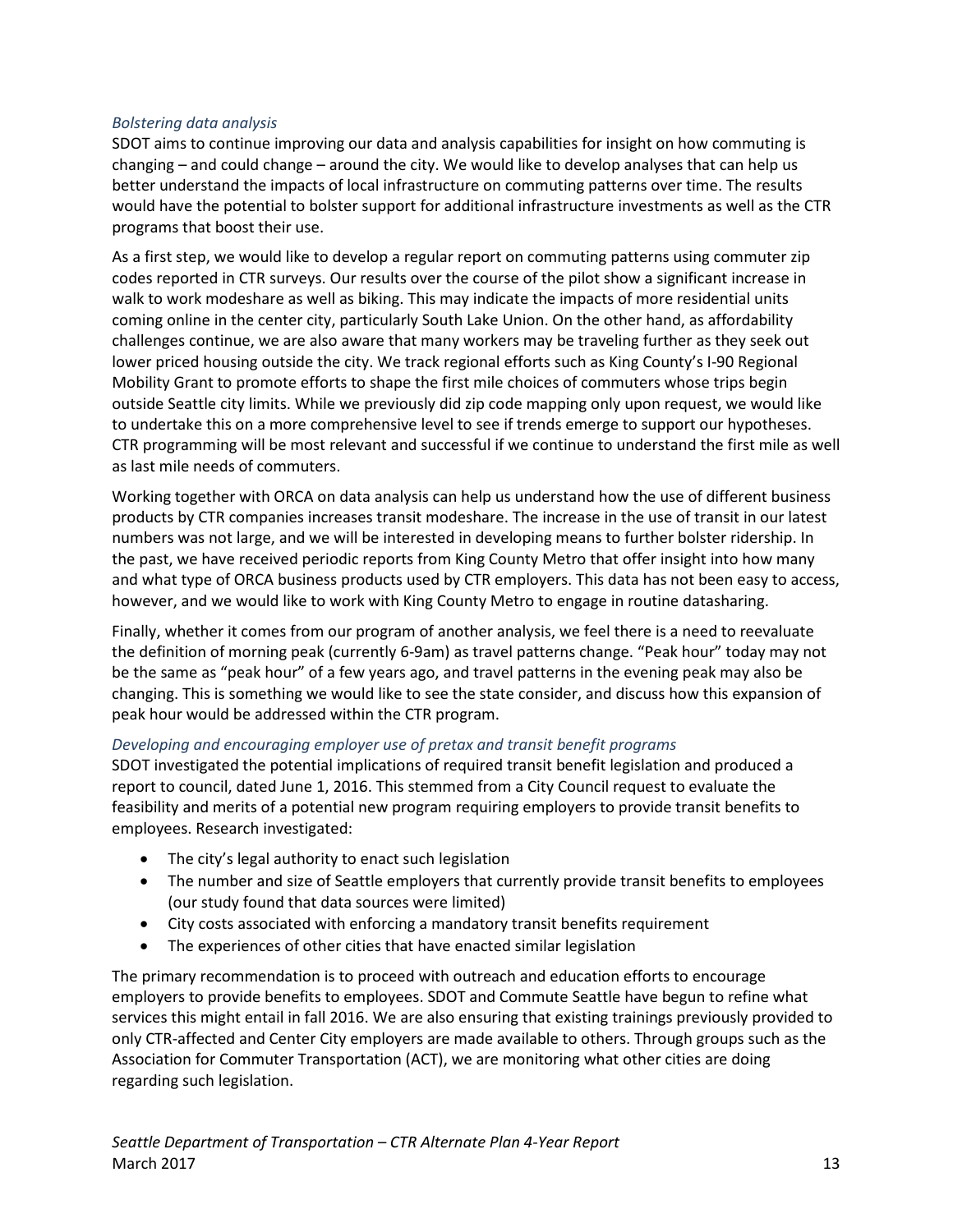*Bolstering data analysis*

SDOT aims to continue improving our data and analysis capabilities for insight on how commuting is changing – and could change – around the city. We would like to develop analyses that can help us better understand the impacts of local infrastructure on commuting patterns over time. The results would have the potential to bolster support for additional infrastructure investments as well as the CTR programs that boost their use.

As a first step, we would like to develop a regular report on commuting patterns using commuter zip codes reported in CTR surveys. Our results over the course of the pilot show a significant increase in walk to work modeshare as well as biking. This may indicate the impacts of more residential units coming online in the center city, particularly South Lake Union. On the other hand, as affordability challenges continue, we are also aware that many workers may be traveling further as they seek out lower priced housing outside the city. We track regional efforts such as King County's I-90 Regional Mobility Grant to promote efforts to shape the first mile choices of commuters whose trips begin outside Seattle city limits. While we previously did zip code mapping only upon request, we would like to undertake this on a more comprehensive level to see if trends emerge to support our hypotheses. CTR programming will be most relevant and successful if we continue to understand the first mile as well as last mile needs of commuters.

Working together with ORCA on data analysis can help us understand how the use of different business products by CTR companies increases transit modeshare. The increase in the use of transit in our latest numbers was not large, and we will be interested in developing means to further bolster ridership. In the past, we have received periodic reports from King County Metro that offer insight into how many and what type of ORCA business products used by CTR employers. This data has not been easy to access, however, and we would like to work with King County Metro to engage in routine datasharing.

Finally, whether it comes from our program of another analysis, we feel there is a need to reevaluate the definition of morning peak (currently 6-9am) as travel patterns change. "Peak hour" today may not be the same as "peak hour" of a few years ago, and travel patterns in the evening peak may also be changing. This is something we would like to see the state consider, and discuss how this expansion of peak hour would be addressed within the CTR program.

*Developing and encouraging employer use of pretax and transit benefit programs*

SDOT investigated the potential implications of required transit benefit legislation and produced a report to council, dated June 1, 2016. This stemmed from a City Council request to evaluate the feasibility and merits of a potential new program requiring employers to provide transit benefits to employees. Research investigated:

- The city's legal authority to enact such legislation
- The number and size of Seattle employers that currently provide transit benefits to employees (our study found that data sources were limited)
- City costs associated with enforcing a mandatory transit benefits requirement
- The experiences of other cities that have enacted similar legislation

The primary recommendation is to proceed with outreach and education efforts to encourage employers to provide benefits to employees. SDOT and Commute Seattle have begun to refine what services this might entail in fall 2016. We are also ensuring that existing trainings previously provided to only CTR-affected and Center City employers are made available to others. Through groups such as the Association for Commuter Transportation (ACT), we are monitoring what other cities are doing regarding such legislation.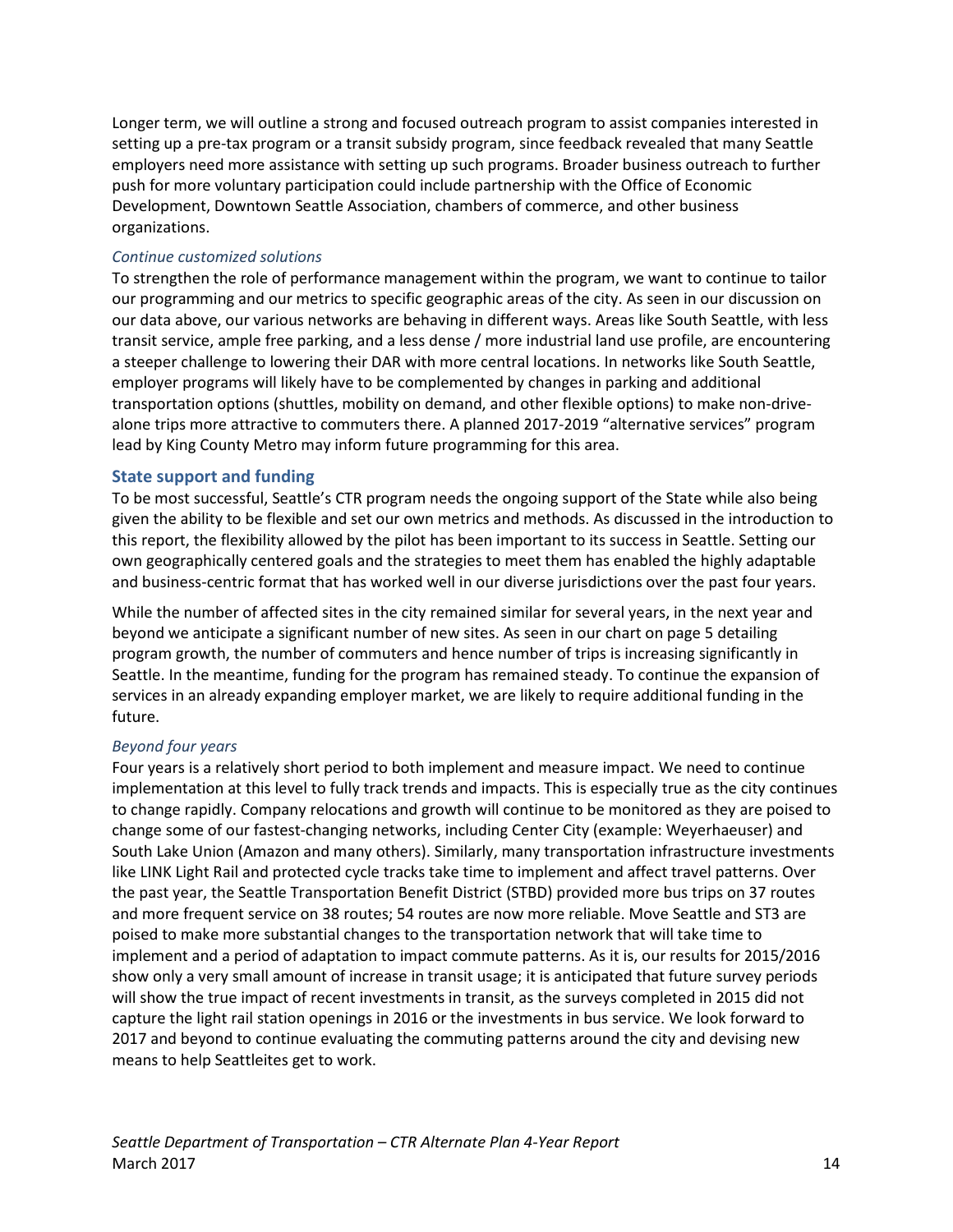Longer term, we will outline a strong and focused outreach program to assist companies interested in setting up a pre-tax program or a transit subsidy program, since feedback revealed that many Seattle employers need more assistance with setting up such programs. Broader business outreach to further push for more voluntary participation could include partnership with the Office of Economic Development, Downtown Seattle Association, chambers of commerce, and other business organizations.

*Continue customized solutions*

To strengthen the role of performance management within the program, we want to continue to tailor our programming and our metrics to specific geographic areas of the city. As seen in our discussion on our data above, our various networks are behaving in different ways. Areas like South Seattle, with less transit service, ample free parking, and a less dense / more industrial land use profile, are encountering a steeper challenge to lowering their DAR with more central locations. In networks like South Seattle, employer programs will likely have to be complemented by changes in parking and additional transportation options (shuttles, mobility on demand, and other flexible options) to make non-drive-alone trips more attractive to commuters there. A planned 2017-2019 "alternative services" program lead by King County Metro may inform future programming for this area.

### State support and funding

To be most successful, Seattle's CTR program needs the ongoing support of the State while also being given the ability to be flexible and set our own metrics and methods. As discussed in the introduction to this report, the flexibility allowed by the pilot has been important to its success in Seattle. Setting our own geographically centered goals and the strategies to meet them has enabled the highly adaptable and business-centric format that has worked well in our diverse jurisdictions over the past four years.

While the number of affected sites in the city remained similar for several years, in the next year and beyond we anticipate a significant number of new sites. As seen in our chart on page 5 detailing program growth, the number of commuters and hence number of trips is increasing significantly in Seattle. In the meantime, funding for the program has remained steady. To continue the expansion of services in an already expanding employer market, we are likely to require additional funding in the future.

*Beyond four years*

Four years is a relatively short period to both implement and measure impact. We need to continue implementation at this level to fully track trends and impacts. This is especially true as the city continues to change rapidly. Company relocations and growth will continue to be monitored as they are poised to change some of our fastest-changing networks, including Center City (example: Weyerhaeuser) and South Lake Union (Amazon and many others). Similarly, many transportation infrastructure investments like LINK Light Rail and protected cycle tracks take time to implement and affect travel patterns. Over the past year, the Seattle Transportation Benefit District (STBD) provided more bus trips on 37 routes and more frequent service on 38 routes; 54 routes are now more reliable. Move Seattle and ST3 are poised to make more substantial changes to the transportation network that will take time to implement and a period of adaptation to impact commute patterns. As it is, our results for 2015/2016 show only a very small amount of increase in transit usage; it is anticipated that future survey periods will show the true impact of recent investments in transit, as the surveys completed in 2015 did not capture the light rail station openings in 2016 or the investments in bus service. We look forward to 2017 and beyond to continue evaluating the commuting patterns around the city and devising new means to help Seattleites get to work.